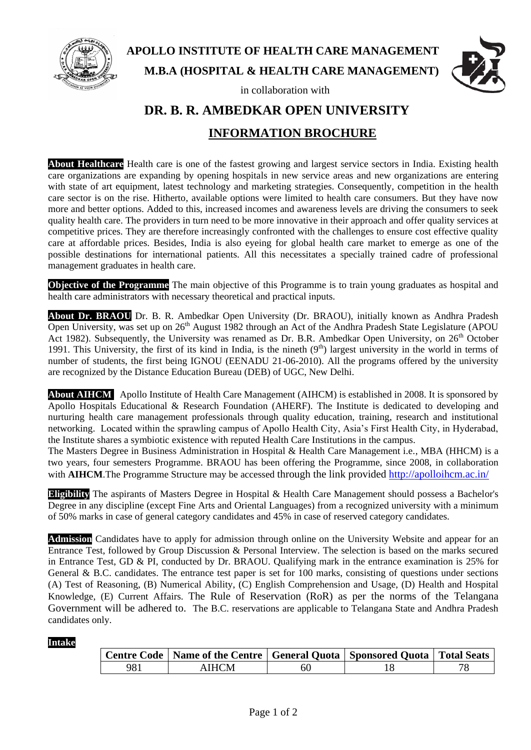# APOLLO INSTITUTE OF HEALTH CARE MANAGEMENT

## M.B.A (HOSPITAL & HEALTH CARE MANAGEMENT)

in collaboration with

# DR. B. R. AMBEDKAR OPEN UNIVERSITY

## INFORMATION BROCHURE

**About Healthcare** Health care is one of the fastest growing and largest service sectors in India. Existing health care organizations are expanding by opening hospitals in new service areas and new organizations are entering with state of art equipment, latest technology and marketing strategies. Consequently, competition in the health care sector is on the rise. Hitherto, available options were limited to health care consumers. But they have now more and better options. Added to this, increased incomes and awareness levels are driving the consumers to seek quality health care. The providers in turn need to be more innovative in their approach and offer quality services at competitive prices. They are therefore increasingly confronted with the challenges to ensure cost effective quality care at affordable prices. Besides, India is also eyeing for global health care market to emerge as one of the possible destinations for international patients. All this necessitates a specially trained cadre of professional management graduates in health care.

**Objective of the Programme** The main objective of this Programme is to train young graduates as hospital and health care administrators with necessary theoretical and practical inputs.

**About Dr. BRAOU** Dr. B. R. Ambedkar Open University (Dr. BRAOU), initially known as Andhra Pradesh Open University, was set up on 26th August 1982 through an Act of the Andhra Pradesh State Legislature (APOU Act 1982). Subsequently, the University was renamed as Dr. B.R. Ambedkar Open University, on 26th October 1991. This University, the first of its kind in India, is the nineth (9th) largest university in the world in terms of number of students, the first being IGNOU (EENADU 21-06-2010). All the programs offered by the university are recognized by the Distance Education Bureau (DEB) of UGC, New Delhi.

**About AIHCM** Apollo Institute of Health Care Management (AIHCM) is established in 2008. It is sponsored by Apollo Hospitals Educational & Research Foundation (AHERF). The Institute is dedicated to developing and nurturing health care management professionals through quality education, training, research and institutional networking. Located within the sprawling campus of Apollo Health City, Asia's First Health City, in Hyderabad, the Institute shares a symbiotic existence with reputed Health Care Institutions in the campus.

The Masters Degree in Business Administration in Hospital & Health Care Management i.e., MBA (HHCM) is a two years, four semesters Programme. BRAOU has been offering the Programme, since 2008, in collaboration with **AIHCM**.The Programme Structure may be accessed through the link provided http://apolloihcm.ac.in/

**Eligibility** The aspirants of Masters Degree in Hospital & Health Care Management should possess a Bachelor's Degree in any discipline (except Fine Arts and Oriental Languages) from a recognized university with a minimum of 50% marks in case of general category candidates and 45% in case of reserved category candidates.

**Admission** Candidates have to apply for admission through online on the University Website and appear for an Entrance Test, followed by Group Discussion & Personal Interview. The selection is based on the marks secured in Entrance Test, GD & PI, conducted by Dr. BRAOU. Qualifying mark in the entrance examination is 25% for General & B.C. candidates. The entrance test paper is set for 100 marks, consisting of questions under sections (A) Test of Reasoning, (B) Numerical Ability, (C) English Comprehension and Usage, (D) Health and Hospital Knowledge, (E) Current Affairs. The Rule of Reservation (RoR) as per the norms of the Telangana Government will be adhered to. The B.C. reservations are applicable to Telangana State and Andhra Pradesh candidates only.

**Intake**

| Centre Code | Name of the Centre | General Quota | Sponsored Quota | Total Seats |
|---|---|---|---|---|
| 981 | AIHCM | 60 | 18 | 78 |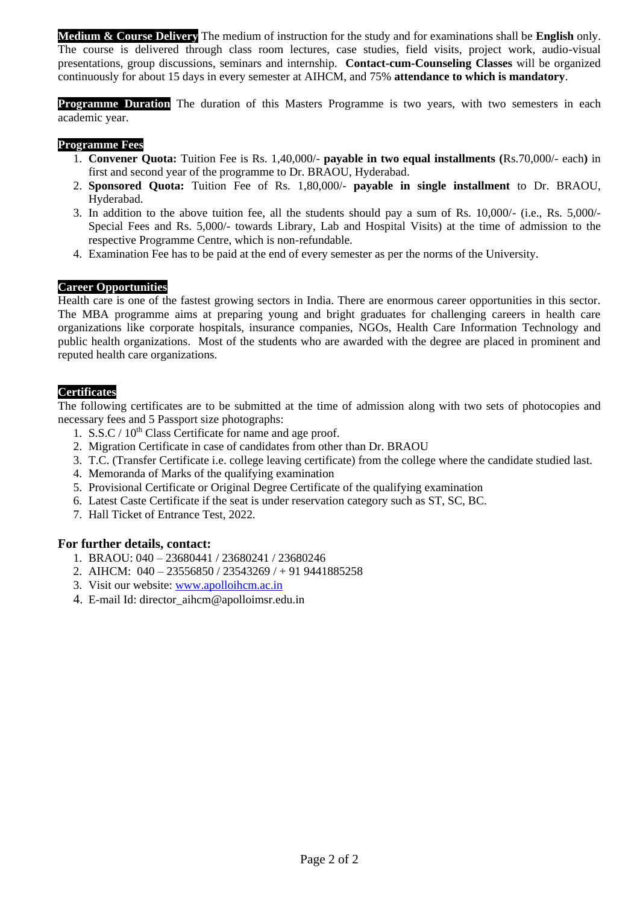**Medium & Course Delivery** The medium of instruction for the study and for examinations shall be **English** only. The course is delivered through class room lectures, case studies, field visits, project work, audio-visual presentations, group discussions, seminars and internship. **Contact-cum-Counseling Classes** will be organized continuously for about 15 days in every semester at AIHCM, and 75% **attendance to which is mandatory**.

**Programme Duration** The duration of this Masters Programme is two years, with two semesters in each academic year.

**Programme Fees**

1. **Convener Quota:** Tuition Fee is Rs. 1,40,000/- **payable in two equal installments (**Rs.70,000/- each**)** in first and second year of the programme to Dr. BRAOU, Hyderabad.
2. **Sponsored Quota:** Tuition Fee of Rs. 1,80,000/- **payable in single installment** to Dr. BRAOU, Hyderabad.
3. In addition to the above tuition fee, all the students should pay a sum of Rs. 10,000/- (i.e., Rs. 5,000/- Special Fees and Rs. 5,000/- towards Library, Lab and Hospital Visits) at the time of admission to the respective Programme Centre, which is non-refundable.
4. Examination Fee has to be paid at the end of every semester as per the norms of the University.

**Career Opportunities**

Health care is one of the fastest growing sectors in India. There are enormous career opportunities in this sector. The MBA programme aims at preparing young and bright graduates for challenging careers in health care organizations like corporate hospitals, insurance companies, NGOs, Health Care Information Technology and public health organizations. Most of the students who are awarded with the degree are placed in prominent and reputed health care organizations.

**Certificates**

The following certificates are to be submitted at the time of admission along with two sets of photocopies and necessary fees and 5 Passport size photographs:

1. S.S.C / 10th Class Certificate for name and age proof.
2. Migration Certificate in case of candidates from other than Dr. BRAOU
3. T.C. (Transfer Certificate i.e. college leaving certificate) from the college where the candidate studied last.
4. Memoranda of Marks of the qualifying examination
5. Provisional Certificate or Original Degree Certificate of the qualifying examination
6. Latest Caste Certificate if the seat is under reservation category such as ST, SC, BC.
7. Hall Ticket of Entrance Test, 2022.

**For further details, contact:**

1. BRAOU: 040 – 23680441 / 23680241 / 23680246
2. AIHCM: 040 – 23556850 / 23543269 / + 91 9441885258
3. Visit our website: www.apolloihcm.ac.in
4. E-mail Id: director_aihcm@apolloimsr.edu.in